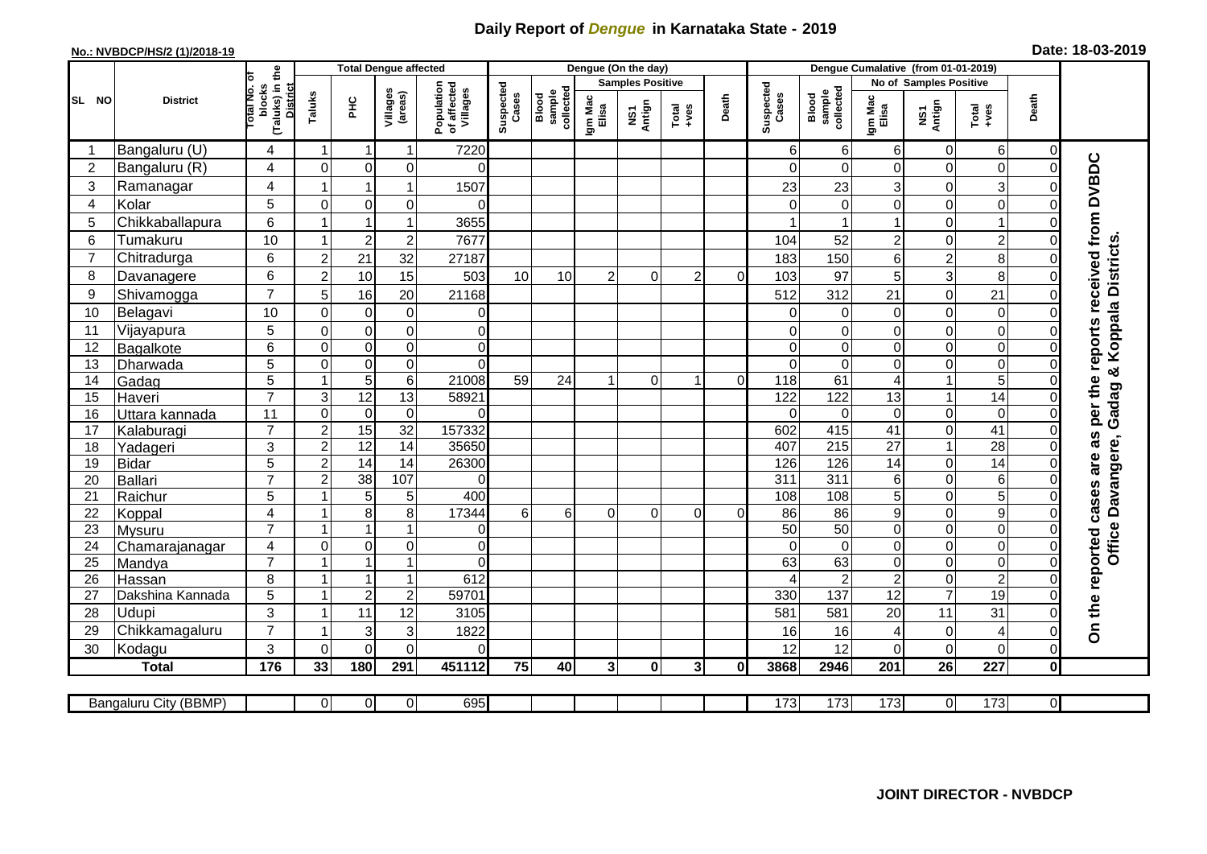# Daily Report of *Dengue* in Karnataka State - 2019

**No.: NVBDCP/HS/2 (1)/2018-19**

**Date: 18-03-2019**

| SL NO | District | Total No. of blocks (Taluks) in the District | Total Dengue affected | | | | Dengue (On the day) | | | | | | | Dengue Cumalative (from 01-01-2019) | | | | | | | |
|---|---|---|---|---|---|---|---|---|---|---|---|---|---|---|---|---|---|---|---|---|
| | | | Taluks | PHC | Villages (areas) | Population of affected Villages | Suspected Cases | Blood sample collected | Samples Positive | | | Death | Suspected Cases | Blood sample collected | No of Samples Positive | | | Death | |
| | | | | | | | | | Igm Mac Elisa | NS1 Antign | Total +ves | | | | Igm Mac Elisa | NS1 Antign | Total +ves | | |
| 1 | Bangaluru (U) | 4 | 1 | 1 | 1 | 7220 | | | | | | | 6 | 6 | 6 | 0 | 6 | 0 | On the reported cases are as per the reports received from DVBDC Office Davangere, Gadag & Koppala Districts. |
| 2 | Bangaluru (R) | 4 | 0 | 0 | 0 | 0 | | | | | | | 0 | 0 | 0 | 0 | 0 | 0 | |
| 3 | Ramanagar | 4 | 1 | 1 | 1 | 1507 | | | | | | | 23 | 23 | 3 | 0 | 3 | 0 | |
| 4 | Kolar | 5 | 0 | 0 | 0 | 0 | | | | | | | 0 | 0 | 0 | 0 | 0 | 0 | |
| 5 | Chikkaballapura | 6 | 1 | 1 | 1 | 3655 | | | | | | | 1 | 1 | 1 | 0 | 1 | 0 | |
| 6 | Tumakuru | 10 | 1 | 2 | 2 | 7677 | | | | | | | 104 | 52 | 2 | 0 | 2 | 0 | |
| 7 | Chitradurga | 6 | 2 | 21 | 32 | 27187 | | | | | | | 183 | 150 | 6 | 2 | 8 | 0 | |
| 8 | Davanagere | 6 | 2 | 10 | 15 | 503 | 10 | 10 | 2 | 0 | 2 | 0 | 103 | 97 | 5 | 3 | 8 | 0 | |
| 9 | Shivamogga | 7 | 5 | 16 | 20 | 21168 | | | | | | | 512 | 312 | 21 | 0 | 21 | 0 | |
| 10 | Belagavi | 10 | 0 | 0 | 0 | 0 | | | | | | | 0 | 0 | 0 | 0 | 0 | 0 | |
| 11 | Vijayapura | 5 | 0 | 0 | 0 | 0 | | | | | | | 0 | 0 | 0 | 0 | 0 | 0 | |
| 12 | Bagalkote | 6 | 0 | 0 | 0 | 0 | | | | | | | 0 | 0 | 0 | 0 | 0 | 0 | |
| 13 | Dharwada | 5 | 0 | 0 | 0 | 0 | | | | | | | 0 | 0 | 0 | 0 | 0 | 0 | |
| 14 | Gadag | 5 | 1 | 5 | 6 | 21008 | 59 | 24 | 1 | 0 | 1 | 0 | 118 | 61 | 4 | 1 | 5 | 0 | |
| 15 | Haveri | 7 | 3 | 12 | 13 | 58921 | | | | | | | 122 | 122 | 13 | 1 | 14 | 0 | |
| 16 | Uttara kannada | 11 | 0 | 0 | 0 | 0 | | | | | | | 0 | 0 | 0 | 0 | 0 | 0 | |
| 17 | Kalaburagi | 7 | 2 | 15 | 32 | 157332 | | | | | | | 602 | 415 | 41 | 0 | 41 | 0 | |
| 18 | Yadageri | 3 | 2 | 12 | 14 | 35650 | | | | | | | 407 | 215 | 27 | 1 | 28 | 0 | |
| 19 | Bidar | 5 | 2 | 14 | 14 | 26300 | | | | | | | 126 | 126 | 14 | 0 | 14 | 0 | |
| 20 | Ballari | 7 | 2 | 38 | 107 | 0 | | | | | | | 311 | 311 | 6 | 0 | 6 | 0 | |
| 21 | Raichur | 5 | 1 | 5 | 5 | 400 | | | | | | | 108 | 108 | 5 | 0 | 5 | 0 | |
| 22 | Koppal | 4 | 1 | 8 | 8 | 17344 | 6 | 6 | 0 | 0 | 0 | 0 | 86 | 86 | 9 | 0 | 9 | 0 | |
| 23 | Mysuru | 7 | 1 | 1 | 1 | 0 | | | | | | | 50 | 50 | 0 | 0 | 0 | 0 | |
| 24 | Chamarajanagar | 4 | 0 | 0 | 0 | 0 | | | | | | | 0 | 0 | 0 | 0 | 0 | 0 | |
| 25 | Mandya | 7 | 1 | 1 | 1 | 0 | | | | | | | 63 | 63 | 0 | 0 | 0 | 0 | |
| 26 | Hassan | 8 | 1 | 1 | 1 | 612 | | | | | | | 4 | 2 | 2 | 0 | 2 | 0 | |
| 27 | Dakshina Kannada | 5 | 1 | 2 | 2 | 59701 | | | | | | | 330 | 137 | 12 | 7 | 19 | 0 | |
| 28 | Udupi | 3 | 1 | 11 | 12 | 3105 | | | | | | | 581 | 581 | 20 | 11 | 31 | 0 | |
| 29 | Chikkamagaluru | 7 | 1 | 3 | 3 | 1822 | | | | | | | 16 | 16 | 4 | 0 | 4 | 0 | |
| 30 | Kodagu | 3 | 0 | 0 | 0 | 0 | | | | | | | 12 | 12 | 0 | 0 | 0 | 0 | |
| | **Total** | **176** | **33** | **180** | **291** | **451112** | **75** | **40** | **3** | **0** | **3** | **0** | **3868** | **2946** | **201** | **26** | **227** | **0** | |

| Bangaluru City (BBMP) | | 0 | 0 | 0 | 695 | | | | | | | 173 | 173 | 173 | 0 | 173 | 0 |
|---|---|---|---|---|---|---|---|---|---|---|---|---|---|---|---|---|---|

**JOINT DIRECTOR - NVBDCP**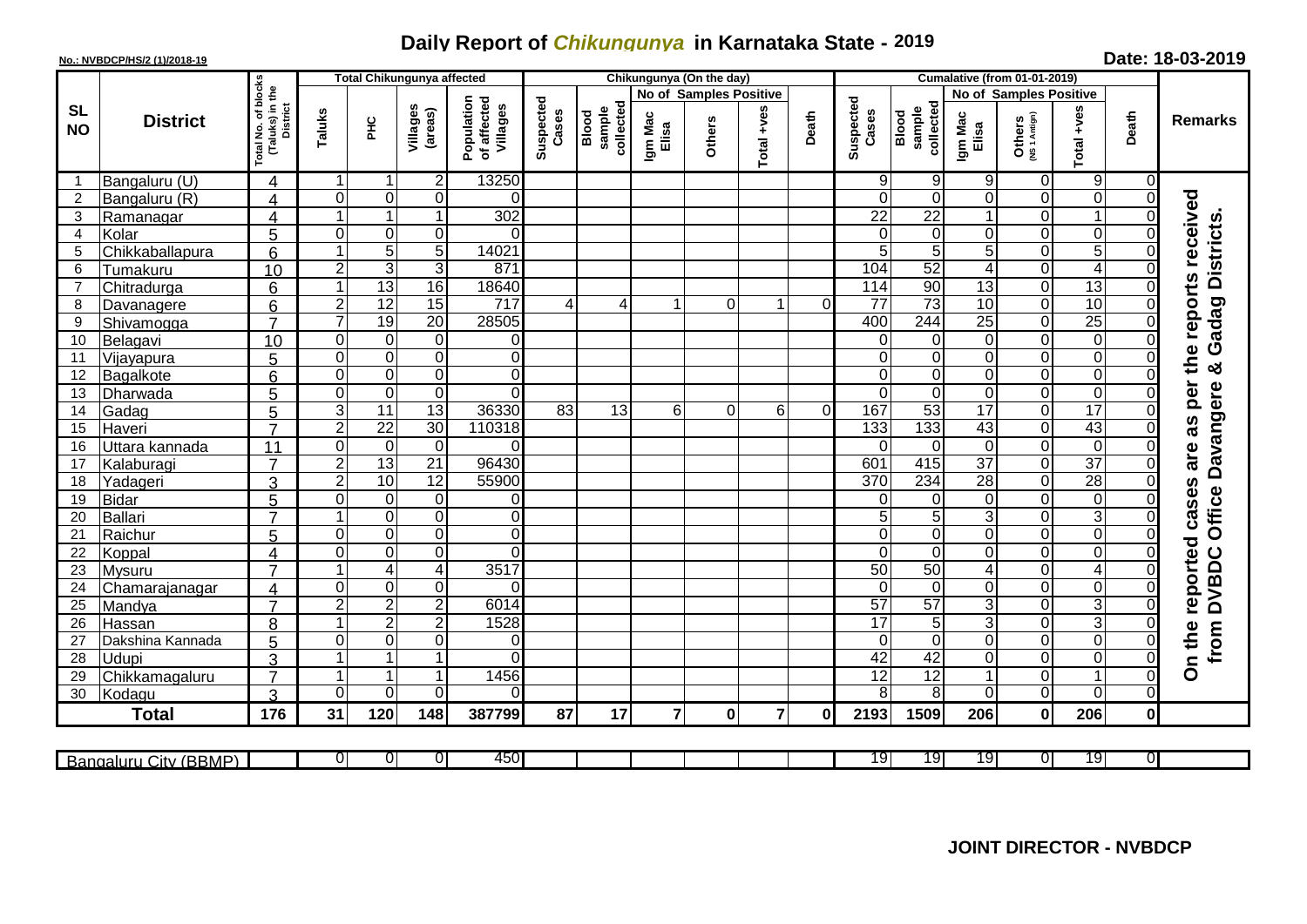# Daily Report of *Chikungunya* in Karnataka State - 2019

**No.: NVBDCP/HS/2 (1)/2018-19**

**Date: 18-03-2019**

| SL NO | District | Total No. of blocks (Taluks) in the District | Total Chikungunya affected | | | | Chikungunya (On the day) | | | | | | | Cumalative (from 01-01-2019) | | | | | | | Remarks |
|---|---|---|---|---|---|---|---|---|---|---|---|---|---|---|---|---|---|---|---|---|---|
| | | | Taluks | PHC | Villages (areas) | Population of affected Villages | Suspected Cases | Blood sample collected | No of Samples Positive | | | Death | Suspected Cases | Blood sample collected | No of Samples Positive | | | Death | |
| | | | | | | | | | Igm Mac Elisa | Others | Total +ves | | | | Igm Mac Elisa | Others (NS 1 Antign) | Total +ves | | |
| 1 | Bangaluru (U) | 4 | 1 | 1 | 2 | 13250 | | | | | | | 9 | 9 | 9 | 0 | 9 | 0 | On the reported cases are as per the reports received from DVBDC Office Davangere & Gadag Districts. |
| 2 | Bangaluru (R) | 4 | 0 | 0 | 0 | 0 | | | | | | | 0 | 0 | 0 | 0 | 0 | 0 | |
| 3 | Ramanagar | 4 | 1 | 1 | 1 | 302 | | | | | | | 22 | 22 | 1 | 0 | 1 | 0 | |
| 4 | Kolar | 5 | 0 | 0 | 0 | 0 | | | | | | | 0 | 0 | 0 | 0 | 0 | 0 | |
| 5 | Chikkaballapura | 6 | 1 | 5 | 5 | 14021 | | | | | | | 5 | 5 | 5 | 0 | 5 | 0 | |
| 6 | Tumakuru | 10 | 2 | 3 | 3 | 871 | | | | | | | 104 | 52 | 4 | 0 | 4 | 0 | |
| 7 | Chitradurga | 6 | 1 | 13 | 16 | 18640 | | | | | | | 114 | 90 | 13 | 0 | 13 | 0 | |
| 8 | Davanagere | 6 | 2 | 12 | 15 | 717 | 4 | 4 | 1 | 0 | 1 | 0 | 77 | 73 | 10 | 0 | 10 | 0 | |
| 9 | Shivamogga | 7 | 7 | 19 | 20 | 28505 | | | | | | | 400 | 244 | 25 | 0 | 25 | 0 | |
| 10 | Belagavi | 10 | 0 | 0 | 0 | 0 | | | | | | | 0 | 0 | 0 | 0 | 0 | 0 | |
| 11 | Vijayapura | 5 | 0 | 0 | 0 | 0 | | | | | | | 0 | 0 | 0 | 0 | 0 | 0 | |
| 12 | Bagalkote | 6 | 0 | 0 | 0 | 0 | | | | | | | 0 | 0 | 0 | 0 | 0 | 0 | |
| 13 | Dharwada | 5 | 0 | 0 | 0 | 0 | | | | | | | 0 | 0 | 0 | 0 | 0 | 0 | |
| 14 | Gadag | 5 | 3 | 11 | 13 | 36330 | 83 | 13 | 6 | 0 | 6 | 0 | 167 | 53 | 17 | 0 | 17 | 0 | |
| 15 | Haveri | 7 | 2 | 22 | 30 | 110318 | | | | | | | 133 | 133 | 43 | 0 | 43 | 0 | |
| 16 | Uttara kannada | 11 | 0 | 0 | 0 | 0 | | | | | | | 0 | 0 | 0 | 0 | 0 | 0 | |
| 17 | Kalaburagi | 7 | 2 | 13 | 21 | 96430 | | | | | | | 601 | 415 | 37 | 0 | 37 | 0 | |
| 18 | Yadageri | 3 | 2 | 10 | 12 | 55900 | | | | | | | 370 | 234 | 28 | 0 | 28 | 0 | |
| 19 | Bidar | 5 | 0 | 0 | 0 | 0 | | | | | | | 0 | 0 | 0 | 0 | 0 | 0 | |
| 20 | Ballari | 7 | 1 | 0 | 0 | 0 | | | | | | | 5 | 5 | 3 | 0 | 3 | 0 | |
| 21 | Raichur | 5 | 0 | 0 | 0 | 0 | | | | | | | 0 | 0 | 0 | 0 | 0 | 0 | |
| 22 | Koppal | 4 | 0 | 0 | 0 | 0 | | | | | | | 0 | 0 | 0 | 0 | 0 | 0 | |
| 23 | Mysuru | 7 | 1 | 4 | 4 | 3517 | | | | | | | 50 | 50 | 4 | 0 | 4 | 0 | |
| 24 | Chamarajanagar | 4 | 0 | 0 | 0 | 0 | | | | | | | 0 | 0 | 0 | 0 | 0 | 0 | |
| 25 | Mandya | 7 | 2 | 2 | 2 | 6014 | | | | | | | 57 | 57 | 3 | 0 | 3 | 0 | |
| 26 | Hassan | 8 | 1 | 2 | 2 | 1528 | | | | | | | 17 | 5 | 3 | 0 | 3 | 0 | |
| 27 | Dakshina Kannada | 5 | 0 | 0 | 0 | 0 | | | | | | | 0 | 0 | 0 | 0 | 0 | 0 | |
| 28 | Udupi | 3 | 1 | 1 | 1 | 0 | | | | | | | 42 | 42 | 0 | 0 | 0 | 0 | |
| 29 | Chikkamagaluru | 7 | 1 | 1 | 1 | 1456 | | | | | | | 12 | 12 | 1 | 0 | 1 | 0 | |
| 30 | Kodagu | 3 | 0 | 0 | 0 | 0 | | | | | | | 8 | 8 | 0 | 0 | 0 | 0 | |
| **Total** | | **176** | **31** | **120** | **148** | **387799** | **87** | **17** | **7** | **0** | **7** | **0** | **2193** | **1509** | **206** | **0** | **206** | **0** | |

| | | | | | | | | | | | | | | | | | | | | |
|---|---|---|---|---|---|---|---|---|---|---|---|---|---|---|---|---|---|---|---|---|
| Bangaluru City (BBMP) | | 0 | 0 | 0 | 450 | | | | | | | 19 | 19 | 19 | 0 | 19 | 0 | |

**JOINT DIRECTOR - NVBDCP**